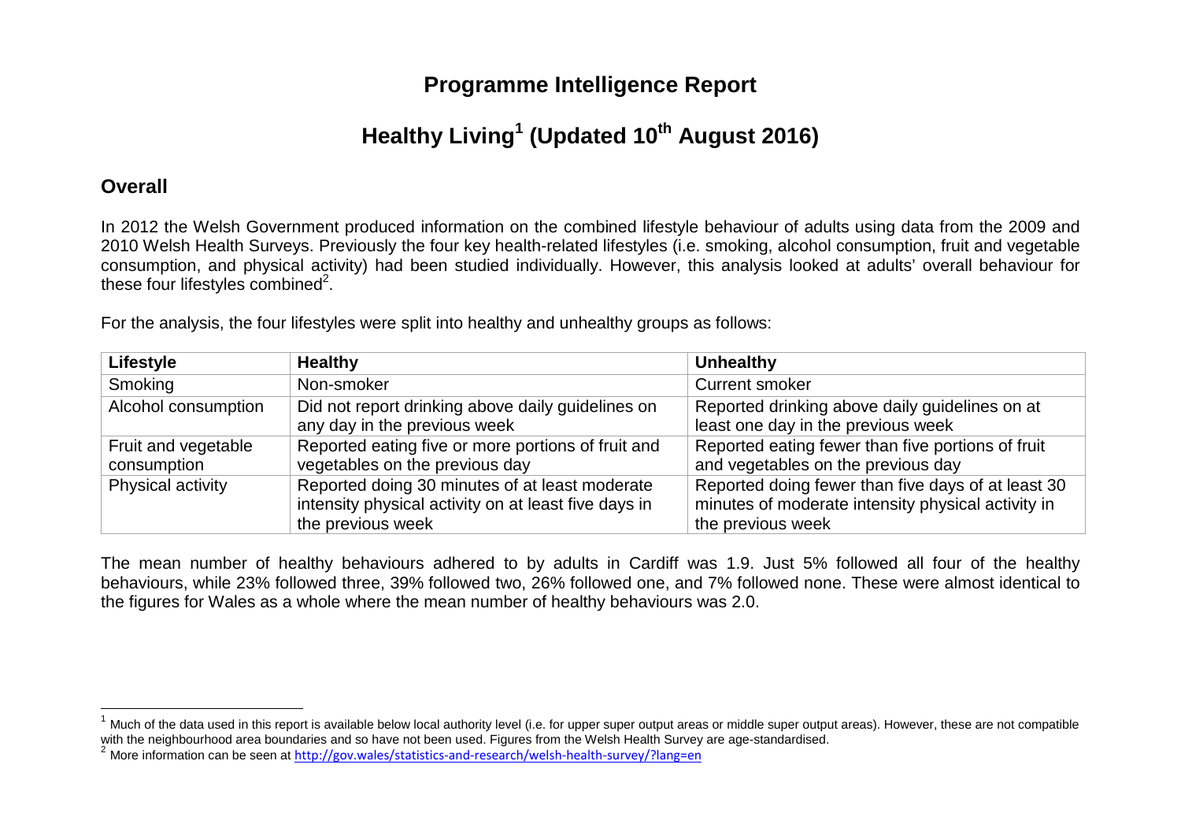# Programme Intelligence Report

## Healthy Living[1] (Updated 10th August 2016)

### Overall

In 2012 the Welsh Government produced information on the combined lifestyle behaviour of adults using data from the 2009 and 2010 Welsh Health Surveys. Previously the four key health-related lifestyles (i.e. smoking, alcohol consumption, fruit and vegetable consumption, and physical activity) had been studied individually. However, this analysis looked at adults' overall behaviour for these four lifestyles combined[2].

For the analysis, the four lifestyles were split into healthy and unhealthy groups as follows:

| Lifestyle | Healthy | Unhealthy |
|---|---|---|
| Smoking | Non-smoker | Current smoker |
| Alcohol consumption | Did not report drinking above daily guidelines on any day in the previous week | Reported drinking above daily guidelines on at least one day in the previous week |
| Fruit and vegetable consumption | Reported eating five or more portions of fruit and vegetables on the previous day | Reported eating fewer than five portions of fruit and vegetables on the previous day |
| Physical activity | Reported doing 30 minutes of at least moderate intensity physical activity on at least five days in the previous week | Reported doing fewer than five days of at least 30 minutes of moderate intensity physical activity in the previous week |

The mean number of healthy behaviours adhered to by adults in Cardiff was 1.9. Just 5% followed all four of the healthy behaviours, while 23% followed three, 39% followed two, 26% followed one, and 7% followed none. These were almost identical to the figures for Wales as a whole where the mean number of healthy behaviours was 2.0.

---

[1] Much of the data used in this report is available below local authority level (i.e. for upper super output areas or middle super output areas). However, these are not compatible with the neighbourhood area boundaries and so have not been used. Figures from the Welsh Health Survey are age-standardised.

[2] More information can be seen at http://gov.wales/statistics-and-research/welsh-health-survey/?lang=en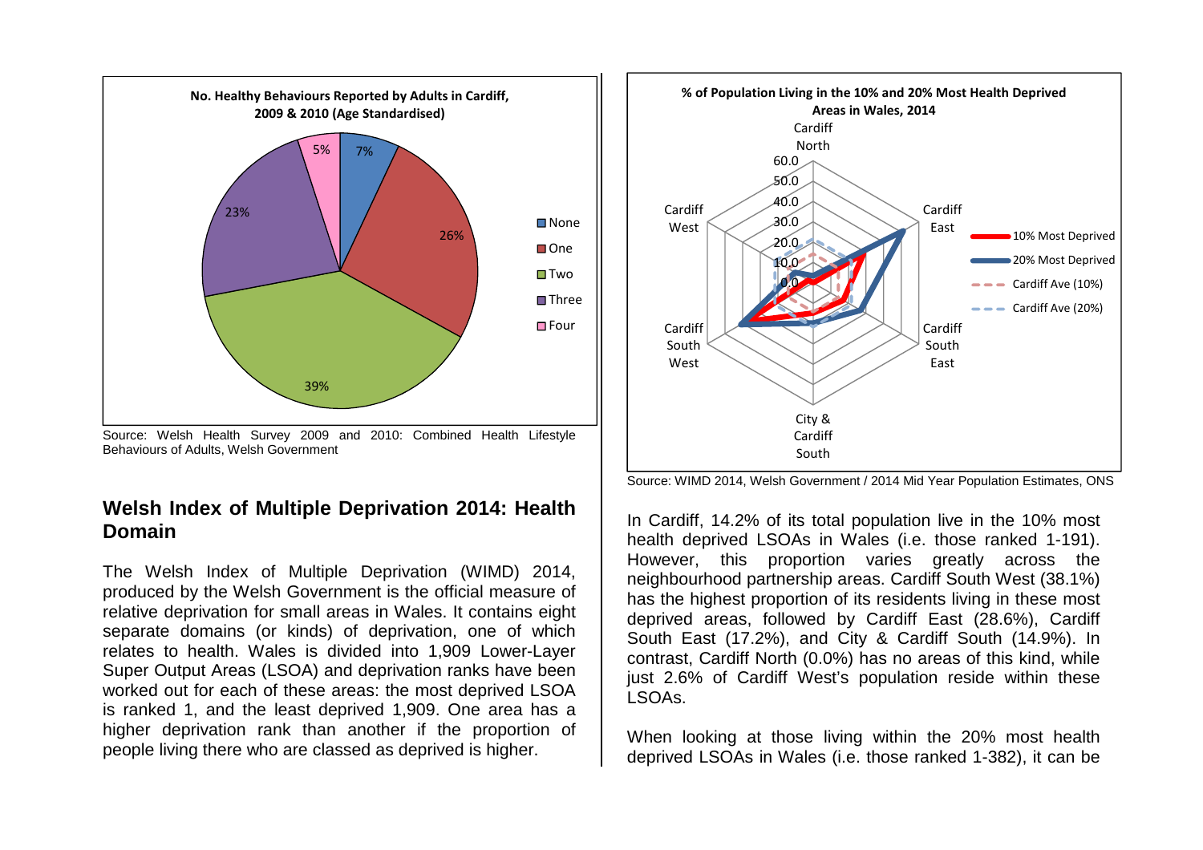**No. Healthy Behaviours Reported by Adults in Cardiff, 2009 & 2010 (Age Standardised)**

| Number of healthy behaviours | % |
| --- | --- |
| None | 7% |
| One | 26% |
| Two | 39% |
| Three | 23% |
| Four | 5% |

Source: Welsh Health Survey 2009 and 2010: Combined Health Lifestyle Behaviours of Adults, Welsh Government

## Welsh Index of Multiple Deprivation 2014: Health Domain

The Welsh Index of Multiple Deprivation (WIMD) 2014, produced by the Welsh Government is the official measure of relative deprivation for small areas in Wales. It contains eight separate domains (or kinds) of deprivation, one of which relates to health. Wales is divided into 1,909 Lower-Layer Super Output Areas (LSOA) and deprivation ranks have been worked out for each of these areas: the most deprived LSOA is ranked 1, and the least deprived 1,909. One area has a higher deprivation rank than another if the proportion of people living there who are classed as deprived is higher.

**% of Population Living in the 10% and 20% Most Health Deprived Areas in Wales, 2014**

Legend: 10% Most Deprived; 20% Most Deprived; Cardiff Ave (10%); Cardiff Ave (20%)

Axes: Cardiff North; Cardiff East; Cardiff South East; City & Cardiff South; Cardiff South West; Cardiff West (scale 0.0–60.0)

Source: WIMD 2014, Welsh Government / 2014 Mid Year Population Estimates, ONS

In Cardiff, 14.2% of its total population live in the 10% most health deprived LSOAs in Wales (i.e. those ranked 1-191). However, this proportion varies greatly across the neighbourhood partnership areas. Cardiff South West (38.1%) has the highest proportion of its residents living in these most deprived areas, followed by Cardiff East (28.6%), Cardiff South East (17.2%), and City & Cardiff South (14.9%). In contrast, Cardiff North (0.0%) has no areas of this kind, while just 2.6% of Cardiff West's population reside within these LSOAs.

When looking at those living within the 20% most health deprived LSOAs in Wales (i.e. those ranked 1-382), it can be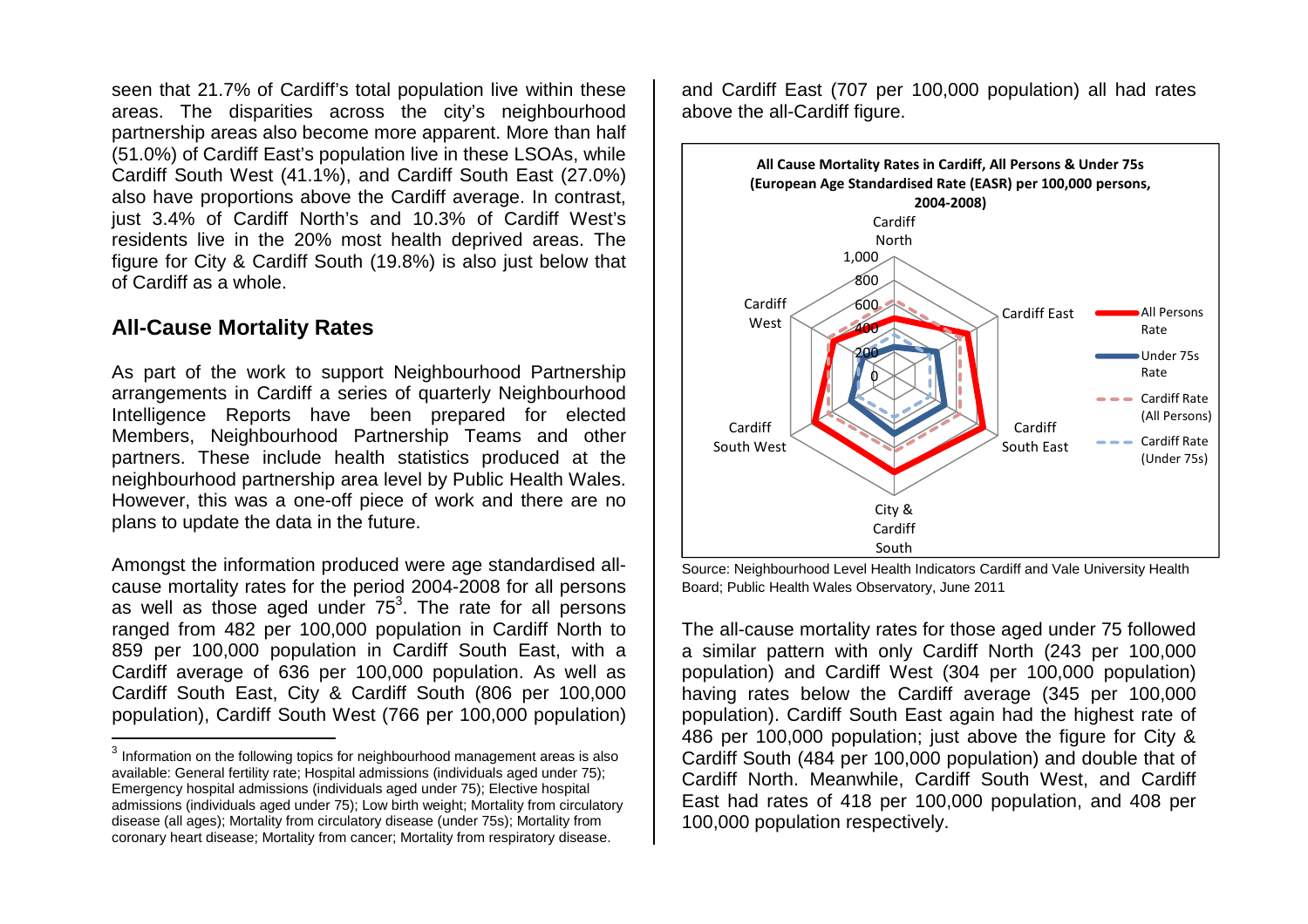seen that 21.7% of Cardiff's total population live within these areas. The disparities across the city's neighbourhood partnership areas also become more apparent. More than half (51.0%) of Cardiff East's population live in these LSOAs, while Cardiff South West (41.1%), and Cardiff South East (27.0%) also have proportions above the Cardiff average. In contrast, just 3.4% of Cardiff North's and 10.3% of Cardiff West's residents live in the 20% most health deprived areas. The figure for City & Cardiff South (19.8%) is also just below that of Cardiff as a whole.

## All-Cause Mortality Rates

As part of the work to support Neighbourhood Partnership arrangements in Cardiff a series of quarterly Neighbourhood Intelligence Reports have been prepared for elected Members, Neighbourhood Partnership Teams and other partners. These include health statistics produced at the neighbourhood partnership area level by Public Health Wales. However, this was a one-off piece of work and there are no plans to update the data in the future.

Amongst the information produced were age standardised all-cause mortality rates for the period 2004-2008 for all persons as well as those aged under 75[3]. The rate for all persons ranged from 482 per 100,000 population in Cardiff North to 859 per 100,000 population in Cardiff South East, with a Cardiff average of 636 per 100,000 population. As well as Cardiff South East, City & Cardiff South (806 per 100,000 population), Cardiff South West (766 per 100,000 population) and Cardiff East (707 per 100,000 population) all had rates above the all-Cardiff figure.

**All Cause Mortality Rates in Cardiff, All Persons & Under 75s (European Age Standardised Rate (EASR) per 100,000 persons, 2004-2008)**

Source: Neighbourhood Level Health Indicators Cardiff and Vale University Health Board; Public Health Wales Observatory, June 2011

The all-cause mortality rates for those aged under 75 followed a similar pattern with only Cardiff North (243 per 100,000 population) and Cardiff West (304 per 100,000 population) having rates below the Cardiff average (345 per 100,000 population). Cardiff South East again had the highest rate of 486 per 100,000 population; just above the figure for City & Cardiff South (484 per 100,000 population) and double that of Cardiff North. Meanwhile, Cardiff South West, and Cardiff East had rates of 418 per 100,000 population, and 408 per 100,000 population respectively.

---

[3] Information on the following topics for neighbourhood management areas is also available: General fertility rate; Hospital admissions (individuals aged under 75); Emergency hospital admissions (individuals aged under 75); Elective hospital admissions (individuals aged under 75); Low birth weight; Mortality from circulatory disease (all ages); Mortality from circulatory disease (under 75s); Mortality from coronary heart disease; Mortality from cancer; Mortality from respiratory disease.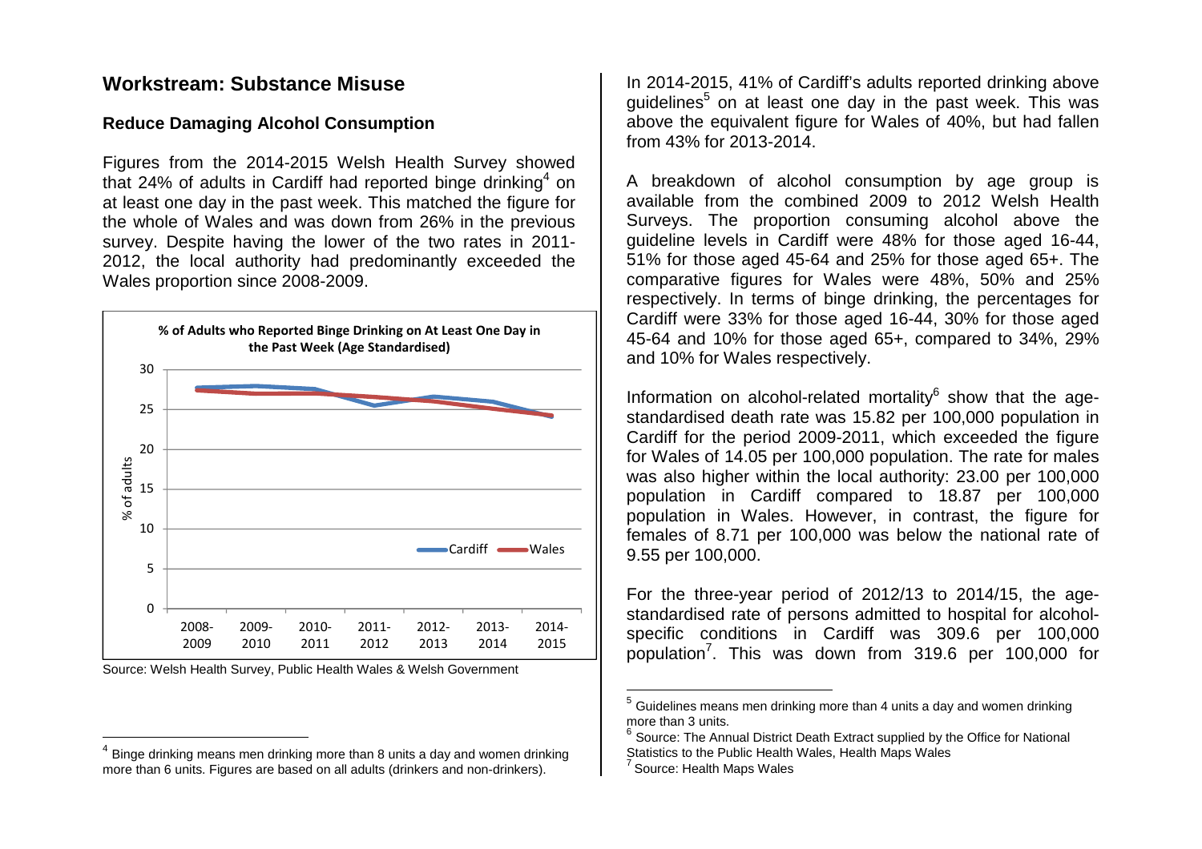## Workstream: Substance Misuse

### Reduce Damaging Alcohol Consumption

Figures from the 2014-2015 Welsh Health Survey showed that 24% of adults in Cardiff had reported binge drinking[4] on at least one day in the past week. This matched the figure for the whole of Wales and was down from 26% in the previous survey. Despite having the lower of the two rates in 2011-2012, the local authority had predominantly exceeded the Wales proportion since 2008-2009.

**% of Adults who Reported Binge Drinking on At Least One Day in the Past Week (Age Standardised)**

Source: Welsh Health Survey, Public Health Wales & Welsh Government

In 2014-2015, 41% of Cardiff's adults reported drinking above guidelines[5] on at least one day in the past week. This was above the equivalent figure for Wales of 40%, but had fallen from 43% for 2013-2014.

A breakdown of alcohol consumption by age group is available from the combined 2009 to 2012 Welsh Health Surveys. The proportion consuming alcohol above the guideline levels in Cardiff were 48% for those aged 16-44, 51% for those aged 45-64 and 25% for those aged 65+. The comparative figures for Wales were 48%, 50% and 25% respectively. In terms of binge drinking, the percentages for Cardiff were 33% for those aged 16-44, 30% for those aged 45-64 and 10% for those aged 65+, compared to 34%, 29% and 10% for Wales respectively.

Information on alcohol-related mortality[6] show that the age-standardised death rate was 15.82 per 100,000 population in Cardiff for the period 2009-2011, which exceeded the figure for Wales of 14.05 per 100,000 population. The rate for males was also higher within the local authority: 23.00 per 100,000 population in Cardiff compared to 18.87 per 100,000 population in Wales. However, in contrast, the figure for females of 8.71 per 100,000 was below the national rate of 9.55 per 100,000.

For the three-year period of 2012/13 to 2014/15, the age-standardised rate of persons admitted to hospital for alcohol-specific conditions in Cardiff was 309.6 per 100,000 population[7]. This was down from 319.6 per 100,000 for

---

[4] Binge drinking means men drinking more than 8 units a day and women drinking more than 6 units. Figures are based on all adults (drinkers and non-drinkers).

[5] Guidelines means men drinking more than 4 units a day and women drinking more than 3 units.

[6] Source: The Annual District Death Extract supplied by the Office for National Statistics to the Public Health Wales, Health Maps Wales

[7] Source: Health Maps Wales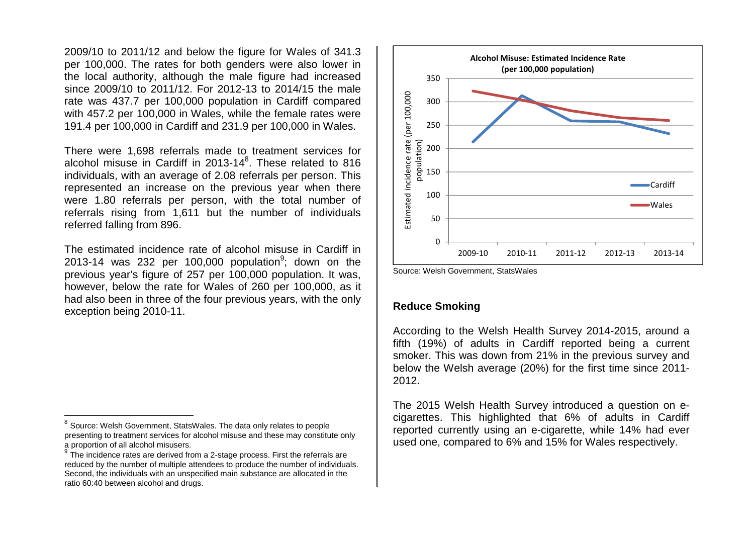2009/10 to 2011/12 and below the figure for Wales of 341.3 per 100,000. The rates for both genders were also lower in the local authority, although the male figure had increased since 2009/10 to 2011/12. For 2012-13 to 2014/15 the male rate was 437.7 per 100,000 population in Cardiff compared with 457.2 per 100,000 in Wales, while the female rates were 191.4 per 100,000 in Cardiff and 231.9 per 100,000 in Wales.

There were 1,698 referrals made to treatment services for alcohol misuse in Cardiff in 2013-14[8]. These related to 816 individuals, with an average of 2.08 referrals per person. This represented an increase on the previous year when there were 1.80 referrals per person, with the total number of referrals rising from 1,611 but the number of individuals referred falling from 896.

The estimated incidence rate of alcohol misuse in Cardiff in 2013-14 was 232 per 100,000 population[9]; down on the previous year's figure of 257 per 100,000 population. It was, however, below the rate for Wales of 260 per 100,000, as it had also been in three of the four previous years, with the only exception being 2010-11.

**Alcohol Misuse: Estimated Incidence Rate (per 100,000 population)**

Source: Welsh Government, StatsWales

### Reduce Smoking

According to the Welsh Health Survey 2014-2015, around a fifth (19%) of adults in Cardiff reported being a current smoker. This was down from 21% in the previous survey and below the Welsh average (20%) for the first time since 2011-2012.

The 2015 Welsh Health Survey introduced a question on e-cigarettes. This highlighted that 6% of adults in Cardiff reported currently using an e-cigarette, while 14% had ever used one, compared to 6% and 15% for Wales respectively.

---

[8] Source: Welsh Government, StatsWales. The data only relates to people presenting to treatment services for alcohol misuse and these may constitute only a proportion of all alcohol misusers.

[9] The incidence rates are derived from a 2-stage process. First the referrals are reduced by the number of multiple attendees to produce the number of individuals. Second, the individuals with an unspecified main substance are allocated in the ratio 60:40 between alcohol and drugs.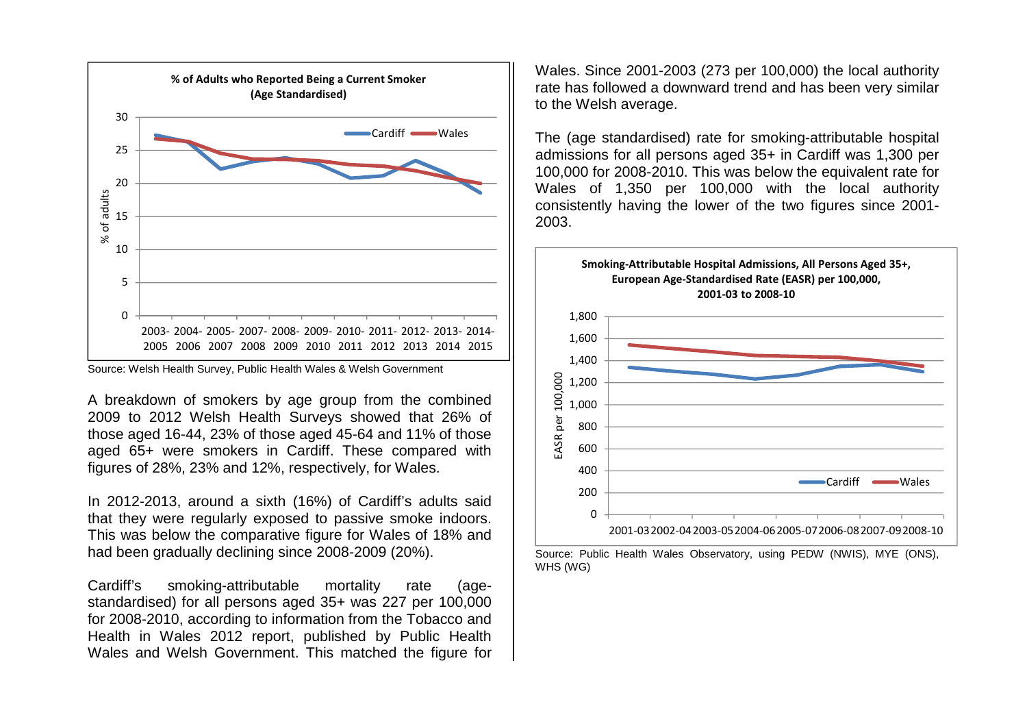**% of Adults who Reported Being a Current Smoker (Age Standardised)**

Source: Welsh Health Survey, Public Health Wales & Welsh Government

A breakdown of smokers by age group from the combined 2009 to 2012 Welsh Health Surveys showed that 26% of those aged 16-44, 23% of those aged 45-64 and 11% of those aged 65+ were smokers in Cardiff. These compared with figures of 28%, 23% and 12%, respectively, for Wales.

In 2012-2013, around a sixth (16%) of Cardiff's adults said that they were regularly exposed to passive smoke indoors. This was below the comparative figure for Wales of 18% and had been gradually declining since 2008-2009 (20%).

Cardiff's smoking-attributable mortality rate (age-standardised) for all persons aged 35+ was 227 per 100,000 for 2008-2010, according to information from the Tobacco and Health in Wales 2012 report, published by Public Health Wales and Welsh Government. This matched the figure for Wales. Since 2001-2003 (273 per 100,000) the local authority rate has followed a downward trend and has been very similar to the Welsh average.

The (age standardised) rate for smoking-attributable hospital admissions for all persons aged 35+ in Cardiff was 1,300 per 100,000 for 2008-2010. This was below the equivalent rate for Wales of 1,350 per 100,000 with the local authority consistently having the lower of the two figures since 2001-2003.

**Smoking-Attributable Hospital Admissions, All Persons Aged 35+, European Age-Standardised Rate (EASR) per 100,000, 2001-03 to 2008-10**

Source: Public Health Wales Observatory, using PEDW (NWIS), MYE (ONS), WHS (WG)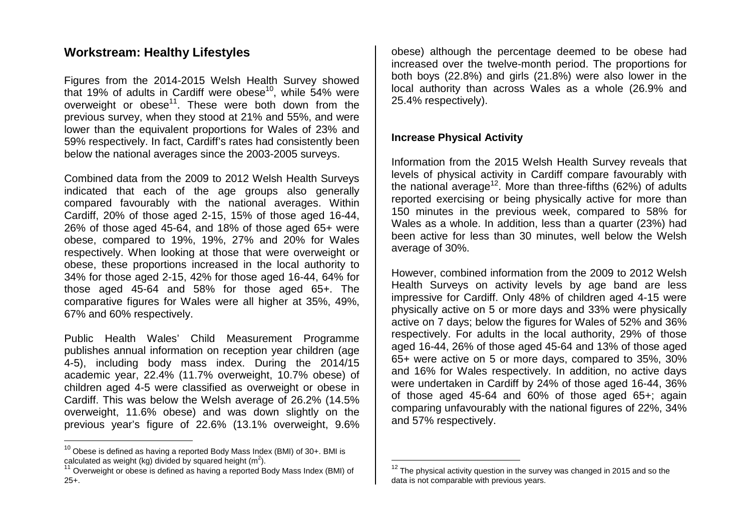## Workstream: Healthy Lifestyles

Figures from the 2014-2015 Welsh Health Survey showed that 19% of adults in Cardiff were obese[10], while 54% were overweight or obese[11]. These were both down from the previous survey, when they stood at 21% and 55%, and were lower than the equivalent proportions for Wales of 23% and 59% respectively. In fact, Cardiff's rates had consistently been below the national averages since the 2003-2005 surveys.

Combined data from the 2009 to 2012 Welsh Health Surveys indicated that each of the age groups also generally compared favourably with the national averages. Within Cardiff, 20% of those aged 2-15, 15% of those aged 16-44, 26% of those aged 45-64, and 18% of those aged 65+ were obese, compared to 19%, 19%, 27% and 20% for Wales respectively. When looking at those that were overweight or obese, these proportions increased in the local authority to 34% for those aged 2-15, 42% for those aged 16-44, 64% for those aged 45-64 and 58% for those aged 65+. The comparative figures for Wales were all higher at 35%, 49%, 67% and 60% respectively.

Public Health Wales' Child Measurement Programme publishes annual information on reception year children (age 4-5), including body mass index. During the 2014/15 academic year, 22.4% (11.7% overweight, 10.7% obese) of children aged 4-5 were classified as overweight or obese in Cardiff. This was below the Welsh average of 26.2% (14.5% overweight, 11.6% obese) and was down slightly on the previous year's figure of 22.6% (13.1% overweight, 9.6% obese) although the percentage deemed to be obese had increased over the twelve-month period. The proportions for both boys (22.8%) and girls (21.8%) were also lower in the local authority than across Wales as a whole (26.9% and 25.4% respectively).

[10] Obese is defined as having a reported Body Mass Index (BMI) of 30+. BMI is calculated as weight (kg) divided by squared height ($m^2$).

[11] Overweight or obese is defined as having a reported Body Mass Index (BMI) of 25+.

### Increase Physical Activity

Information from the 2015 Welsh Health Survey reveals that levels of physical activity in Cardiff compare favourably with the national average[12]. More than three-fifths (62%) of adults reported exercising or being physically active for more than 150 minutes in the previous week, compared to 58% for Wales as a whole. In addition, less than a quarter (23%) had been active for less than 30 minutes, well below the Welsh average of 30%.

However, combined information from the 2009 to 2012 Welsh Health Surveys on activity levels by age band are less impressive for Cardiff. Only 48% of children aged 4-15 were physically active on 5 or more days and 33% were physically active on 7 days; below the figures for Wales of 52% and 36% respectively. For adults in the local authority, 29% of those aged 16-44, 26% of those aged 45-64 and 13% of those aged 65+ were active on 5 or more days, compared to 35%, 30% and 16% for Wales respectively. In addition, no active days were undertaken in Cardiff by 24% of those aged 16-44, 36% of those aged 45-64 and 60% of those aged 65+; again comparing unfavourably with the national figures of 22%, 34% and 57% respectively.

[12] The physical activity question in the survey was changed in 2015 and so the data is not comparable with previous years.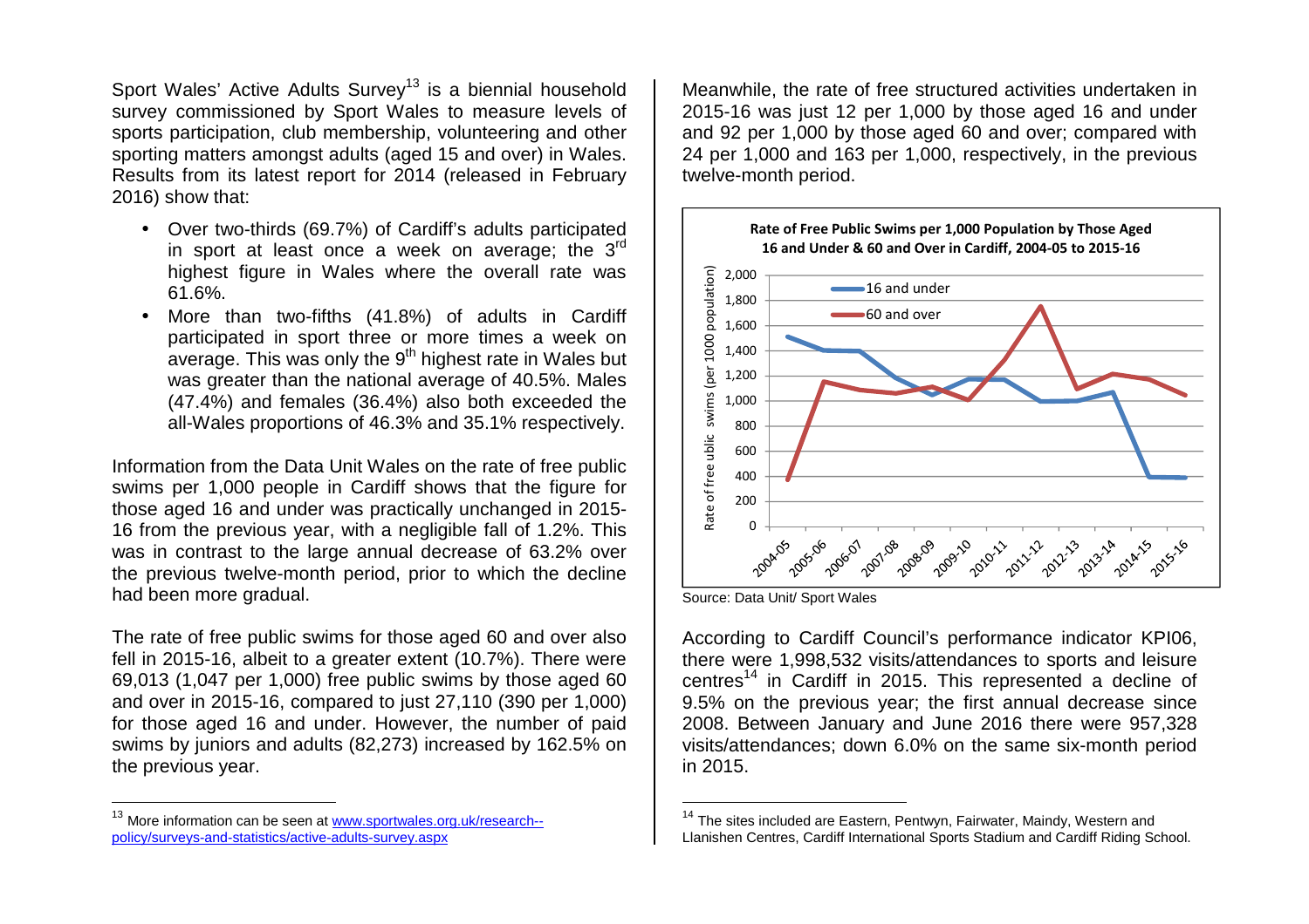Sport Wales' Active Adults Survey[13] is a biennial household survey commissioned by Sport Wales to measure levels of sports participation, club membership, volunteering and other sporting matters amongst adults (aged 15 and over) in Wales. Results from its latest report for 2014 (released in February 2016) show that:

- Over two-thirds (69.7%) of Cardiff's adults participated in sport at least once a week on average; the 3rd highest figure in Wales where the overall rate was 61.6%.
- More than two-fifths (41.8%) of adults in Cardiff participated in sport three or more times a week on average. This was only the 9th highest rate in Wales but was greater than the national average of 40.5%. Males (47.4%) and females (36.4%) also both exceeded the all-Wales proportions of 46.3% and 35.1% respectively.

Information from the Data Unit Wales on the rate of free public swims per 1,000 people in Cardiff shows that the figure for those aged 16 and under was practically unchanged in 2015-16 from the previous year, with a negligible fall of 1.2%. This was in contrast to the large annual decrease of 63.2% over the previous twelve-month period, prior to which the decline had been more gradual.

The rate of free public swims for those aged 60 and over also fell in 2015-16, albeit to a greater extent (10.7%). There were 69,013 (1,047 per 1,000) free public swims by those aged 60 and over in 2015-16, compared to just 27,110 (390 per 1,000) for those aged 16 and under. However, the number of paid swims by juniors and adults (82,273) increased by 162.5% on the previous year.

Meanwhile, the rate of free structured activities undertaken in 2015-16 was just 12 per 1,000 by those aged 16 and under and 92 per 1,000 by those aged 60 and over; compared with 24 per 1,000 and 163 per 1,000, respectively, in the previous twelve-month period.

**Rate of Free Public Swims per 1,000 Population by Those Aged 16 and Under & 60 and Over in Cardiff, 2004-05 to 2015-16**

Source: Data Unit/ Sport Wales

According to Cardiff Council's performance indicator KPI06, there were 1,998,532 visits/attendances to sports and leisure centres[14] in Cardiff in 2015. This represented a decline of 9.5% on the previous year; the first annual decrease since 2008. Between January and June 2016 there were 957,328 visits/attendances; down 6.0% on the same six-month period in 2015.

---

[13] More information can be seen at www.sportwales.org.uk/research--policy/surveys-and-statistics/active-adults-survey.aspx

[14] The sites included are Eastern, Pentwyn, Fairwater, Maindy, Western and Llanishen Centres, Cardiff International Sports Stadium and Cardiff Riding School.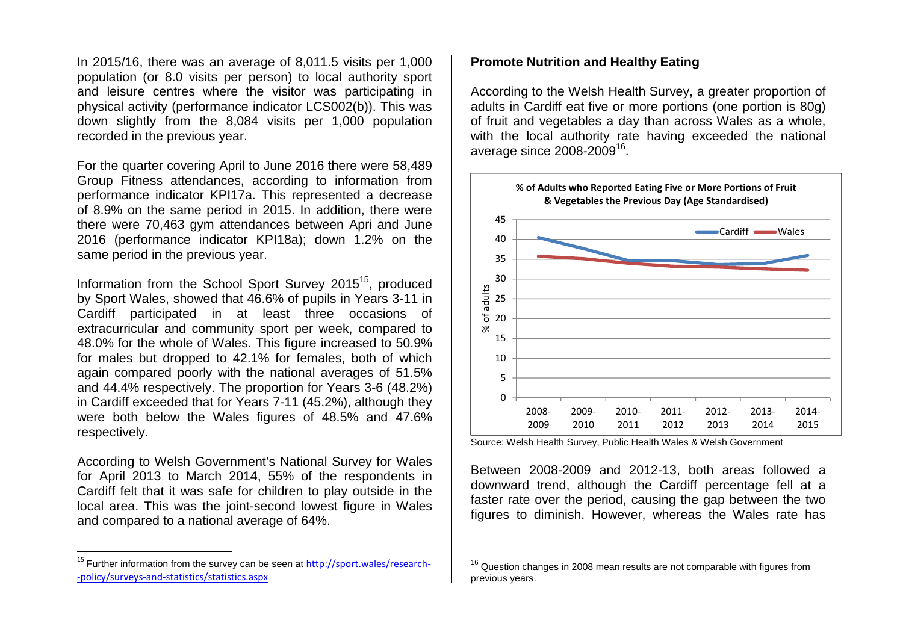In 2015/16, there was an average of 8,011.5 visits per 1,000 population (or 8.0 visits per person) to local authority sport and leisure centres where the visitor was participating in physical activity (performance indicator LCS002(b)). This was down slightly from the 8,084 visits per 1,000 population recorded in the previous year.

For the quarter covering April to June 2016 there were 58,489 Group Fitness attendances, according to information from performance indicator KPI17a. This represented a decrease of 8.9% on the same period in 2015. In addition, there were there were 70,463 gym attendances between Apri and June 2016 (performance indicator KPI18a); down 1.2% on the same period in the previous year.

Information from the School Sport Survey 2015[15], produced by Sport Wales, showed that 46.6% of pupils in Years 3-11 in Cardiff participated in at least three occasions of extracurricular and community sport per week, compared to 48.0% for the whole of Wales. This figure increased to 50.9% for males but dropped to 42.1% for females, both of which again compared poorly with the national averages of 51.5% and 44.4% respectively. The proportion for Years 3-6 (48.2%) in Cardiff exceeded that for Years 7-11 (45.2%), although they were both below the Wales figures of 48.5% and 47.6% respectively.

According to Welsh Government's National Survey for Wales for April 2013 to March 2014, 55% of the respondents in Cardiff felt that it was safe for children to play outside in the local area. This was the joint-second lowest figure in Wales and compared to a national average of 64%.

[15] Further information from the survey can be seen at http://sport.wales/research--policy/surveys-and-statistics/statistics.aspx

**Promote Nutrition and Healthy Eating**

According to the Welsh Health Survey, a greater proportion of adults in Cardiff eat five or more portions (one portion is 80g) of fruit and vegetables a day than across Wales as a whole, with the local authority rate having exceeded the national average since 2008-2009[16].

**% of Adults who Reported Eating Five or More Portions of Fruit & Vegetables the Previous Day (Age Standardised)**

Source: Welsh Health Survey, Public Health Wales & Welsh Government

Between 2008-2009 and 2012-13, both areas followed a downward trend, although the Cardiff percentage fell at a faster rate over the period, causing the gap between the two figures to diminish. However, whereas the Wales rate has

[16] Question changes in 2008 mean results are not comparable with figures from previous years.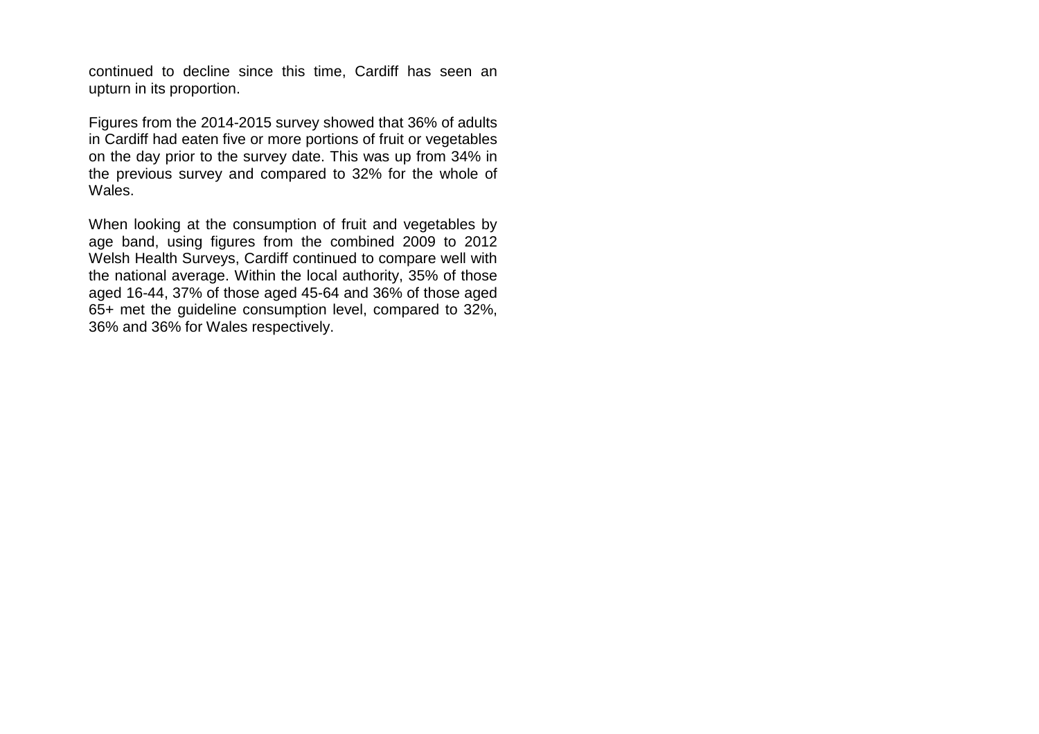continued to decline since this time, Cardiff has seen an upturn in its proportion.

Figures from the 2014-2015 survey showed that 36% of adults in Cardiff had eaten five or more portions of fruit or vegetables on the day prior to the survey date. This was up from 34% in the previous survey and compared to 32% for the whole of Wales.

When looking at the consumption of fruit and vegetables by age band, using figures from the combined 2009 to 2012 Welsh Health Surveys, Cardiff continued to compare well with the national average. Within the local authority, 35% of those aged 16-44, 37% of those aged 45-64 and 36% of those aged 65+ met the guideline consumption level, compared to 32%, 36% and 36% for Wales respectively.